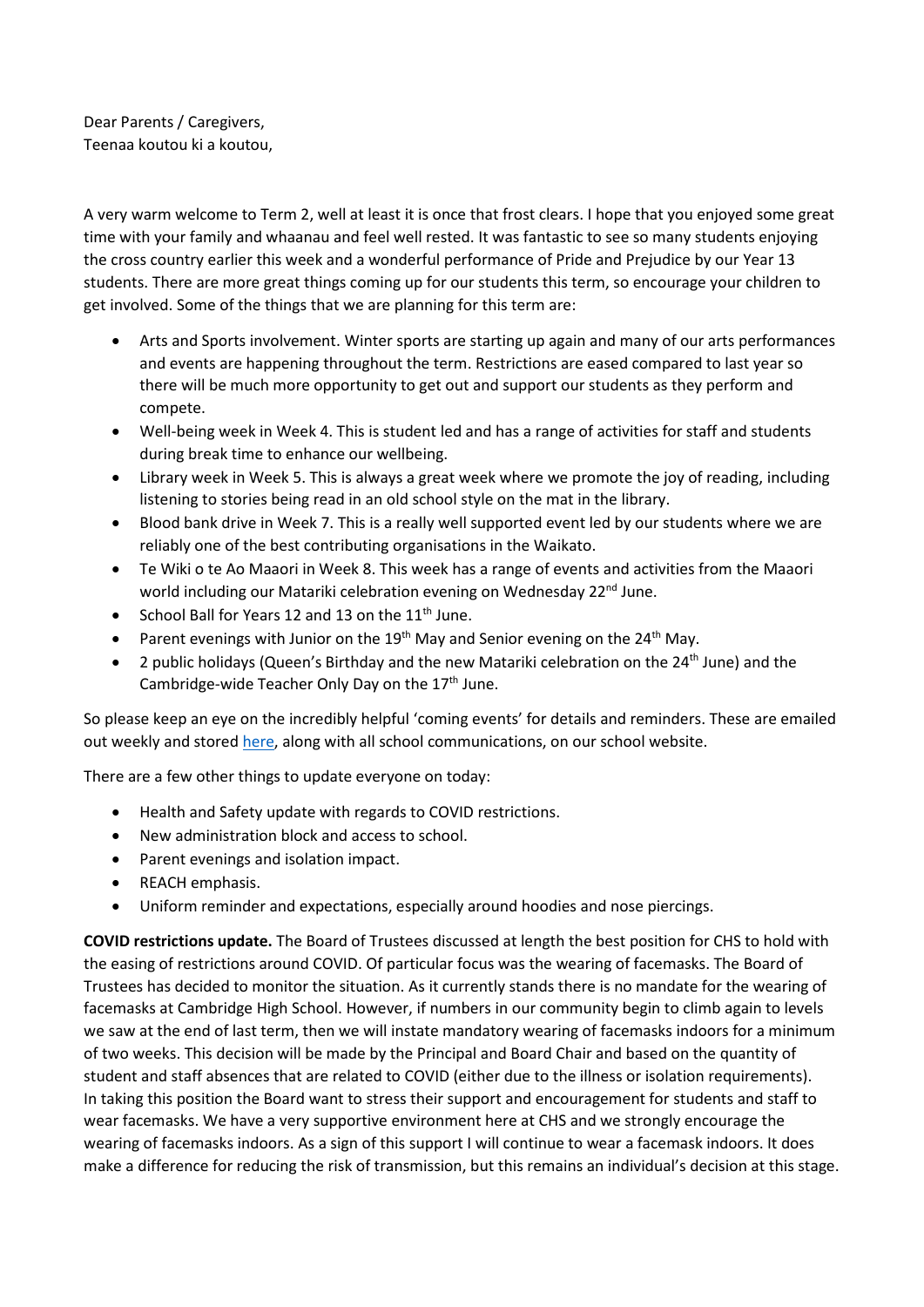Dear Parents / Caregivers,
Teenaa koutou ki a koutou,

A very warm welcome to Term 2, well at least it is once that frost clears. I hope that you enjoyed some great time with your family and whaanau and feel well rested. It was fantastic to see so many students enjoying the cross country earlier this week and a wonderful performance of Pride and Prejudice by our Year 13 students. There are more great things coming up for our students this term, so encourage your children to get involved. Some of the things that we are planning for this term are:

- Arts and Sports involvement. Winter sports are starting up again and many of our arts performances and events are happening throughout the term. Restrictions are eased compared to last year so there will be much more opportunity to get out and support our students as they perform and compete.
- Well-being week in Week 4. This is student led and has a range of activities for staff and students during break time to enhance our wellbeing.
- Library week in Week 5. This is always a great week where we promote the joy of reading, including listening to stories being read in an old school style on the mat in the library.
- Blood bank drive in Week 7. This is a really well supported event led by our students where we are reliably one of the best contributing organisations in the Waikato.
- Te Wiki o te Ao Maaori in Week 8. This week has a range of events and activities from the Maaori world including our Matariki celebration evening on Wednesday 22nd June.
- School Ball for Years 12 and 13 on the 11th June.
- Parent evenings with Junior on the 19th May and Senior evening on the 24th May.
- 2 public holidays (Queen's Birthday and the new Matariki celebration on the 24th June) and the Cambridge-wide Teacher Only Day on the 17th June.

So please keep an eye on the incredibly helpful 'coming events' for details and reminders. These are emailed out weekly and stored here, along with all school communications, on our school website.

There are a few other things to update everyone on today:

- Health and Safety update with regards to COVID restrictions.
- New administration block and access to school.
- Parent evenings and isolation impact.
- REACH emphasis.
- Uniform reminder and expectations, especially around hoodies and nose piercings.

**COVID restrictions update.** The Board of Trustees discussed at length the best position for CHS to hold with the easing of restrictions around COVID. Of particular focus was the wearing of facemasks. The Board of Trustees has decided to monitor the situation. As it currently stands there is no mandate for the wearing of facemasks at Cambridge High School. However, if numbers in our community begin to climb again to levels we saw at the end of last term, then we will instate mandatory wearing of facemasks indoors for a minimum of two weeks. This decision will be made by the Principal and Board Chair and based on the quantity of student and staff absences that are related to COVID (either due to the illness or isolation requirements). In taking this position the Board want to stress their support and encouragement for students and staff to wear facemasks. We have a very supportive environment here at CHS and we strongly encourage the wearing of facemasks indoors. As a sign of this support I will continue to wear a facemask indoors. It does make a difference for reducing the risk of transmission, but this remains an individual's decision at this stage.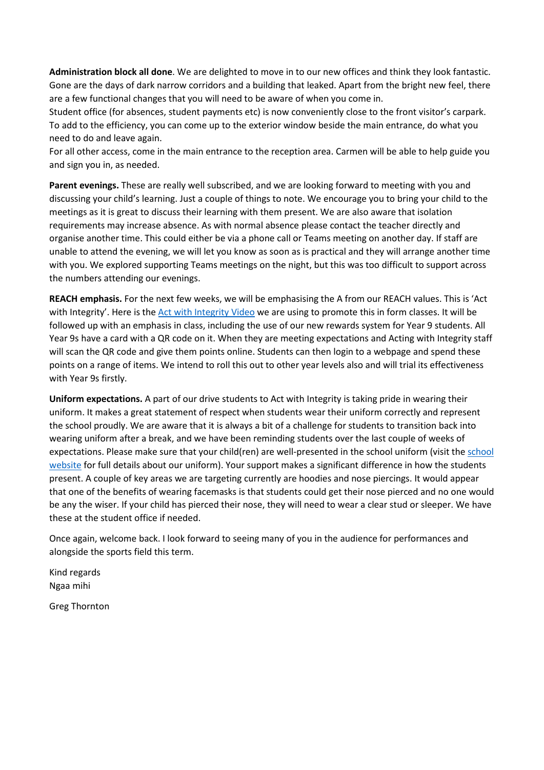**Administration block all done**. We are delighted to move in to our new offices and think they look fantastic. Gone are the days of dark narrow corridors and a building that leaked. Apart from the bright new feel, there are a few functional changes that you will need to be aware of when you come in.

Student office (for absences, student payments etc) is now conveniently close to the front visitor's carpark. To add to the efficiency, you can come up to the exterior window beside the main entrance, do what you need to do and leave again.

For all other access, come in the main entrance to the reception area. Carmen will be able to help guide you and sign you in, as needed.

**Parent evenings.** These are really well subscribed, and we are looking forward to meeting with you and discussing your child's learning. Just a couple of things to note. We encourage you to bring your child to the meetings as it is great to discuss their learning with them present. We are also aware that isolation requirements may increase absence. As with normal absence please contact the teacher directly and organise another time. This could either be via a phone call or Teams meeting on another day. If staff are unable to attend the evening, we will let you know as soon as is practical and they will arrange another time with you. We explored supporting Teams meetings on the night, but this was too difficult to support across the numbers attending our evenings.

**REACH emphasis.** For the next few weeks, we will be emphasising the A from our REACH values. This is 'Act with Integrity'. Here is the Act with Integrity Video we are using to promote this in form classes. It will be followed up with an emphasis in class, including the use of our new rewards system for Year 9 students. All Year 9s have a card with a QR code on it. When they are meeting expectations and Acting with Integrity staff will scan the QR code and give them points online. Students can then login to a webpage and spend these points on a range of items. We intend to roll this out to other year levels also and will trial its effectiveness with Year 9s firstly.

**Uniform expectations.** A part of our drive students to Act with Integrity is taking pride in wearing their uniform. It makes a great statement of respect when students wear their uniform correctly and represent the school proudly. We are aware that it is always a bit of a challenge for students to transition back into wearing uniform after a break, and we have been reminding students over the last couple of weeks of expectations. Please make sure that your child(ren) are well-presented in the school uniform (visit the school website for full details about our uniform). Your support makes a significant difference in how the students present. A couple of key areas we are targeting currently are hoodies and nose piercings. It would appear that one of the benefits of wearing facemasks is that students could get their nose pierced and no one would be any the wiser. If your child has pierced their nose, they will need to wear a clear stud or sleeper. We have these at the student office if needed.

Once again, welcome back. I look forward to seeing many of you in the audience for performances and alongside the sports field this term.

Kind regards
Ngaa mihi

Greg Thornton